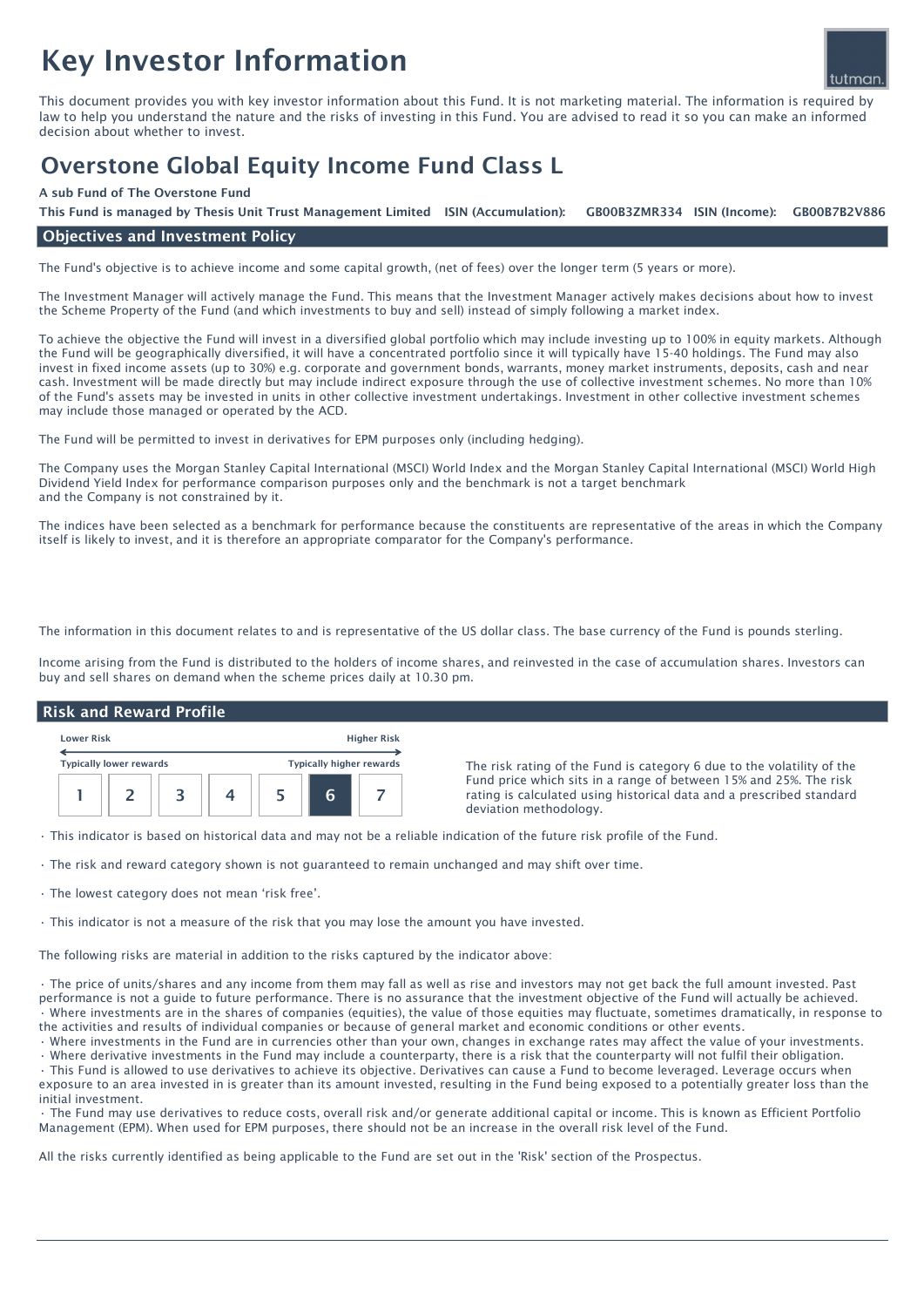# Key Investor Information

This document provides you with key investor information about this Fund. It is not marketing material. The information is required by law to help you understand the nature and the risks of investing in this Fund. You are advised to read it so you can make an informed decision about whether to invest.

## Overstone Global Equity Income Fund Class L

**A sub Fund of The Overstone Fund**

**This Fund is managed by Thesis Unit Trust Management Limited ISIN (Accumulation): GB00B3ZMR334 ISIN (Income): GB00B7B2V886**

### Objectives and Investment Policy

The Fund's objective is to achieve income and some capital growth, (net of fees) over the longer term (5 years or more).

The Investment Manager will actively manage the Fund. This means that the Investment Manager actively makes decisions about how to invest the Scheme Property of the Fund (and which investments to buy and sell) instead of simply following a market index.

To achieve the objective the Fund will invest in a diversified global portfolio which may include investing up to 100% in equity markets. Although the Fund will be geographically diversified, it will have a concentrated portfolio since it will typically have 15-40 holdings. The Fund may also invest in fixed income assets (up to 30%) e.g. corporate and government bonds, warrants, money market instruments, deposits, cash and near cash. Investment will be made directly but may include indirect exposure through the use of collective investment schemes. No more than 10% of the Fund's assets may be invested in units in other collective investment undertakings. Investment in other collective investment schemes may include those managed or operated by the ACD.

The Fund will be permitted to invest in derivatives for EPM purposes only (including hedging).

The Company uses the Morgan Stanley Capital International (MSCI) World Index and the Morgan Stanley Capital International (MSCI) World High Dividend Yield Index for performance comparison purposes only and the benchmark is not a target benchmark and the Company is not constrained by it.

The indices have been selected as a benchmark for performance because the constituents are representative of the areas in which the Company itself is likely to invest, and it is therefore an appropriate comparator for the Company's performance.

The information in this document relates to and is representative of the US dollar class. The base currency of the Fund is pounds sterling.

Income arising from the Fund is distributed to the holders of income shares, and reinvested in the case of accumulation shares. Investors can buy and sell shares on demand when the scheme prices daily at 10.30 pm.

### Risk and Reward Profile

| Lower Risk | | | | | | Higher Risk |
|---|---|---|---|---|---|---|
| Typically lower rewards | | | | | | Typically higher rewards |
| 1 | 2 | 3 | 4 | 5 | **6** | 7 |

The risk rating of the Fund is category 6 due to the volatility of the Fund price which sits in a range of between 15% and 25%. The risk rating is calculated using historical data and a prescribed standard deviation methodology.

- This indicator is based on historical data and may not be a reliable indication of the future risk profile of the Fund.
- The risk and reward category shown is not guaranteed to remain unchanged and may shift over time.
- The lowest category does not mean 'risk free'.
- This indicator is not a measure of the risk that you may lose the amount you have invested.

The following risks are material in addition to the risks captured by the indicator above:

- The price of units/shares and any income from them may fall as well as rise and investors may not get back the full amount invested. Past performance is not a guide to future performance. There is no assurance that the investment objective of the Fund will actually be achieved.
- Where investments are in the shares of companies (equities), the value of those equities may fluctuate, sometimes dramatically, in response to the activities and results of individual companies or because of general market and economic conditions or other events.
- Where investments in the Fund are in currencies other than your own, changes in exchange rates may affect the value of your investments.
- Where derivative investments in the Fund may include a counterparty, there is a risk that the counterparty will not fulfil their obligation.
- This Fund is allowed to use derivatives to achieve its objective. Derivatives can cause a Fund to become leveraged. Leverage occurs when exposure to an area invested in is greater than its amount invested, resulting in the Fund being exposed to a potentially greater loss than the initial investment.
- The Fund may use derivatives to reduce costs, overall risk and/or generate additional capital or income. This is known as Efficient Portfolio Management (EPM). When used for EPM purposes, there should not be an increase in the overall risk level of the Fund.

All the risks currently identified as being applicable to the Fund are set out in the 'Risk' section of the Prospectus.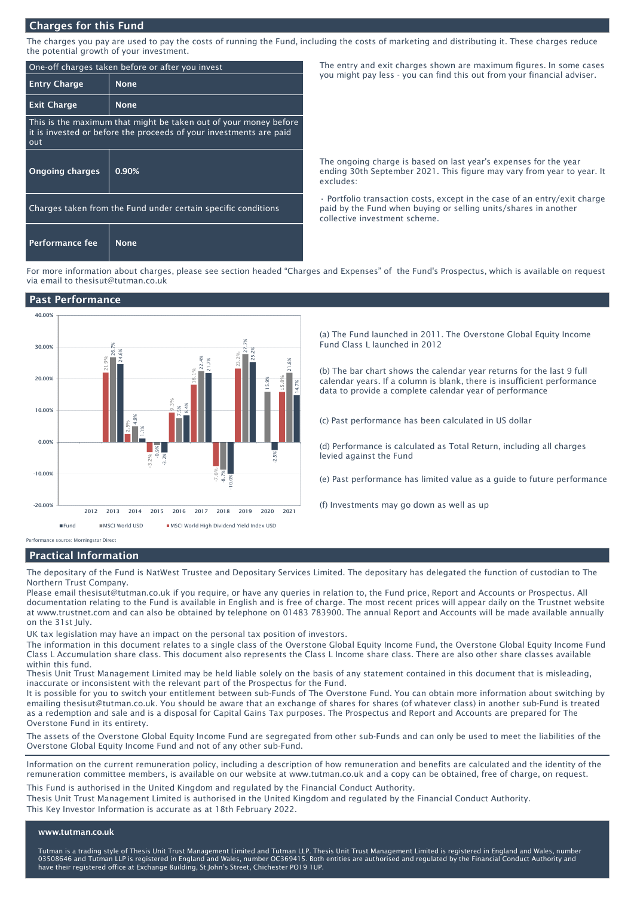## Charges for this Fund

The charges you pay are used to pay the costs of running the Fund, including the costs of marketing and distributing it. These charges reduce the potential growth of your investment.

| One-off charges taken before or after you invest | |
|---|---|
| **Entry Charge** | **None** |
| **Exit Charge** | **None** |
| This is the maximum that might be taken out of your money before it is invested or before the proceeds of your investments are paid out | |
| **Ongoing charges** | **0.90%** |
| Charges taken from the Fund under certain specific conditions | |
| **Performance fee** | **None** |

The entry and exit charges shown are maximum figures. In some cases you might pay less - you can find this out from your financial adviser.

The ongoing charge is based on last year's expenses for the year ending 30th September 2021. This figure may vary from year to year. It excludes:

- Portfolio transaction costs, except in the case of an entry/exit charge paid by the Fund when buying or selling units/shares in another collective investment scheme.

For more information about charges, please see section headed "Charges and Expenses" of the Fund's Prospectus, which is available on request via email to thesisut@tutman.co.uk

## Past Performance

40.00%
30.00%
20.00%
10.00%
0.00%
-10.00%
-20.00%

2012 2013 2014 2015 2016 2017 2018 2019 2020 2021

21.9% 26.7% 24.6%
2.9% 4.9% 1.1%
-3.2% -0.9% -3.2%
9.3% 7.5% 8.4%
18.1% 22.4% 21.7%
-7.6% -8.7% -10.0%
23.2% 27.7% 25.2%
15.9% -2.5%
15.8% 21.8% 14.7%

Fund | MSCI World USD | MSCI World High Dividend Yield Index USD

Performance source: Morningstar Direct

(a) The Fund launched in 2011. The Overstone Global Equity Income Fund Class L launched in 2012

(b) The bar chart shows the calendar year returns for the last 9 full calendar years. If a column is blank, there is insufficient performance data to provide a complete calendar year of performance

(c) Past performance has been calculated in US dollar

(d) Performance is calculated as Total Return, including all charges levied against the Fund

(e) Past performance has limited value as a guide to future performance

(f) Investments may go down as well as up

## Practical Information

The depositary of the Fund is NatWest Trustee and Depositary Services Limited. The depositary has delegated the function of custodian to The Northern Trust Company.

Please email thesisut@tutman.co.uk if you require, or have any queries in relation to, the Fund price, Report and Accounts or Prospectus. All documentation relating to the Fund is available in English and is free of charge. The most recent prices will appear daily on the Trustnet website at www.trustnet.com and can also be obtained by telephone on 01483 783900. The annual Report and Accounts will be made available annually on the 31st July.

UK tax legislation may have an impact on the personal tax position of investors.

The information in this document relates to a single class of the Overstone Global Equity Income Fund, the Overstone Global Equity Income Fund Class L Accumulation share class. This document also represents the Class L Income share class. There are also other share classes available within this fund.

Thesis Unit Trust Management Limited may be held liable solely on the basis of any statement contained in this document that is misleading, inaccurate or inconsistent with the relevant part of the Prospectus for the Fund.

It is possible for you to switch your entitlement between sub-Funds of The Overstone Fund. You can obtain more information about switching by emailing thesisut@tutman.co.uk. You should be aware that an exchange of shares for shares (of whatever class) in another sub-Fund is treated as a redemption and sale and is a disposal for Capital Gains Tax purposes. The Prospectus and Report and Accounts are prepared for The Overstone Fund in its entirety.

The assets of the Overstone Global Equity Income Fund are segregated from other sub-Funds and can only be used to meet the liabilities of the Overstone Global Equity Income Fund and not of any other sub-Fund.

Information on the current remuneration policy, including a description of how remuneration and benefits are calculated and the identity of the remuneration committee members, is available on our website at www.tutman.co.uk and a copy can be obtained, free of charge, on request.

This Fund is authorised in the United Kingdom and regulated by the Financial Conduct Authority.

Thesis Unit Trust Management Limited is authorised in the United Kingdom and regulated by the Financial Conduct Authority.

This Key Investor Information is accurate as at 18th February 2022.

**www.tutman.co.uk**

Tutman is a trading style of Thesis Unit Trust Management Limited and Tutman LLP. Thesis Unit Trust Management Limited is registered in England and Wales, number 03508646 and Tutman LLP is registered in England and Wales, number OC369415. Both entities are authorised and regulated by the Financial Conduct Authority and have their registered office at Exchange Building, St John's Street, Chichester PO19 1UP.